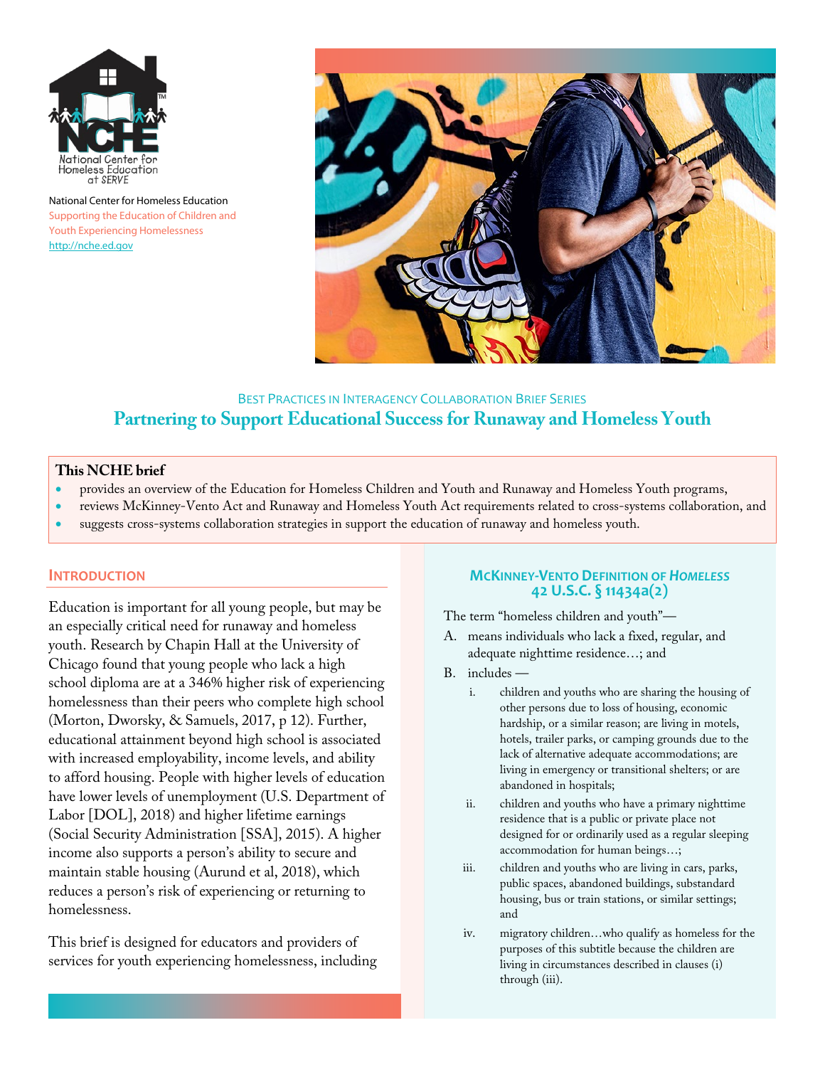National Center for Homeless Education
Supporting the Education of Children and Youth Experiencing Homelessness
http://nche.ed.gov

Best Practices in Interagency Collaboration Brief Series

# Partnering to Support Educational Success for Runaway and Homeless Youth

**This NCHE brief**

- provides an overview of the Education for Homeless Children and Youth and Runaway and Homeless Youth programs,
- reviews McKinney-Vento Act and Runaway and Homeless Youth Act requirements related to cross-systems collaboration, and
- suggests cross-systems collaboration strategies in support the education of runaway and homeless youth.

## Introduction

Education is important for all young people, but may be an especially critical need for runaway and homeless youth. Research by Chapin Hall at the University of Chicago found that young people who lack a high school diploma are at a 346% higher risk of experiencing homelessness than their peers who complete high school (Morton, Dworsky, & Samuels, 2017, p 12). Further, educational attainment beyond high school is associated with increased employability, income levels, and ability to afford housing. People with higher levels of education have lower levels of unemployment (U.S. Department of Labor [DOL], 2018) and higher lifetime earnings (Social Security Administration [SSA], 2015). A higher income also supports a person's ability to secure and maintain stable housing (Aurund et al, 2018), which reduces a person's risk of experiencing or returning to homelessness.

This brief is designed for educators and providers of services for youth experiencing homelessness, including

### McKinney-Vento Definition of *Homeless* 42 U.S.C. § 11434a(2)

The term "homeless children and youth"—

A. means individuals who lack a fixed, regular, and adequate nighttime residence…; and

B. includes —

   i. children and youths who are sharing the housing of other persons due to loss of housing, economic hardship, or a similar reason; are living in motels, hotels, trailer parks, or camping grounds due to the lack of alternative adequate accommodations; are living in emergency or transitional shelters; or are abandoned in hospitals;

   ii. children and youths who have a primary nighttime residence that is a public or private place not designed for or ordinarily used as a regular sleeping accommodation for human beings…;

   iii. children and youths who are living in cars, parks, public spaces, abandoned buildings, substandard housing, bus or train stations, or similar settings; and

   iv. migratory children…who qualify as homeless for the purposes of this subtitle because the children are living in circumstances described in clauses (i) through (iii).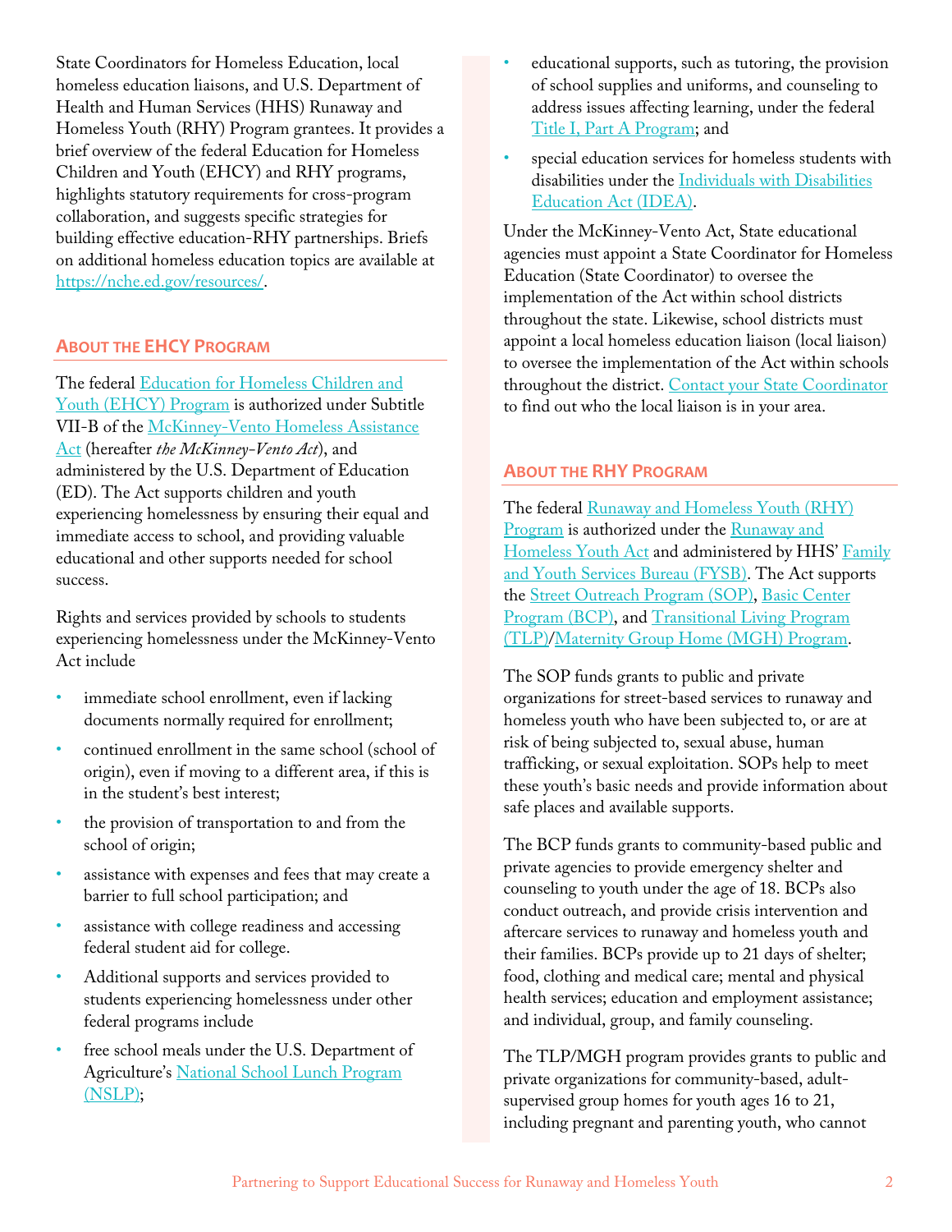State Coordinators for Homeless Education, local homeless education liaisons, and U.S. Department of Health and Human Services (HHS) Runaway and Homeless Youth (RHY) Program grantees. It provides a brief overview of the federal Education for Homeless Children and Youth (EHCY) and RHY programs, highlights statutory requirements for cross-program collaboration, and suggests specific strategies for building effective education-RHY partnerships. Briefs on additional homeless education topics are available at https://nche.ed.gov/resources/.

## About the EHCY Program

The federal Education for Homeless Children and Youth (EHCY) Program is authorized under Subtitle VII-B of the McKinney-Vento Homeless Assistance Act (hereafter *the McKinney-Vento Act*), and administered by the U.S. Department of Education (ED). The Act supports children and youth experiencing homelessness by ensuring their equal and immediate access to school, and providing valuable educational and other supports needed for school success.

Rights and services provided by schools to students experiencing homelessness under the McKinney-Vento Act include

- immediate school enrollment, even if lacking documents normally required for enrollment;
- continued enrollment in the same school (school of origin), even if moving to a different area, if this is in the student's best interest;
- the provision of transportation to and from the school of origin;
- assistance with expenses and fees that may create a barrier to full school participation; and
- assistance with college readiness and accessing federal student aid for college.
- Additional supports and services provided to students experiencing homelessness under other federal programs include
- free school meals under the U.S. Department of Agriculture's National School Lunch Program (NSLP);
- educational supports, such as tutoring, the provision of school supplies and uniforms, and counseling to address issues affecting learning, under the federal Title I, Part A Program; and
- special education services for homeless students with disabilities under the Individuals with Disabilities Education Act (IDEA).

Under the McKinney-Vento Act, State educational agencies must appoint a State Coordinator for Homeless Education (State Coordinator) to oversee the implementation of the Act within school districts throughout the state. Likewise, school districts must appoint a local homeless education liaison (local liaison) to oversee the implementation of the Act within schools throughout the district. Contact your State Coordinator to find out who the local liaison is in your area.

## About the RHY Program

The federal Runaway and Homeless Youth (RHY) Program is authorized under the Runaway and Homeless Youth Act and administered by HHS' Family and Youth Services Bureau (FYSB). The Act supports the Street Outreach Program (SOP), Basic Center Program (BCP), and Transitional Living Program (TLP)/Maternity Group Home (MGH) Program.

The SOP funds grants to public and private organizations for street-based services to runaway and homeless youth who have been subjected to, or are at risk of being subjected to, sexual abuse, human trafficking, or sexual exploitation. SOPs help to meet these youth's basic needs and provide information about safe places and available supports.

The BCP funds grants to community-based public and private agencies to provide emergency shelter and counseling to youth under the age of 18. BCPs also conduct outreach, and provide crisis intervention and aftercare services to runaway and homeless youth and their families. BCPs provide up to 21 days of shelter; food, clothing and medical care; mental and physical health services; education and employment assistance; and individual, group, and family counseling.

The TLP/MGH program provides grants to public and private organizations for community-based, adult-supervised group homes for youth ages 16 to 21, including pregnant and parenting youth, who cannot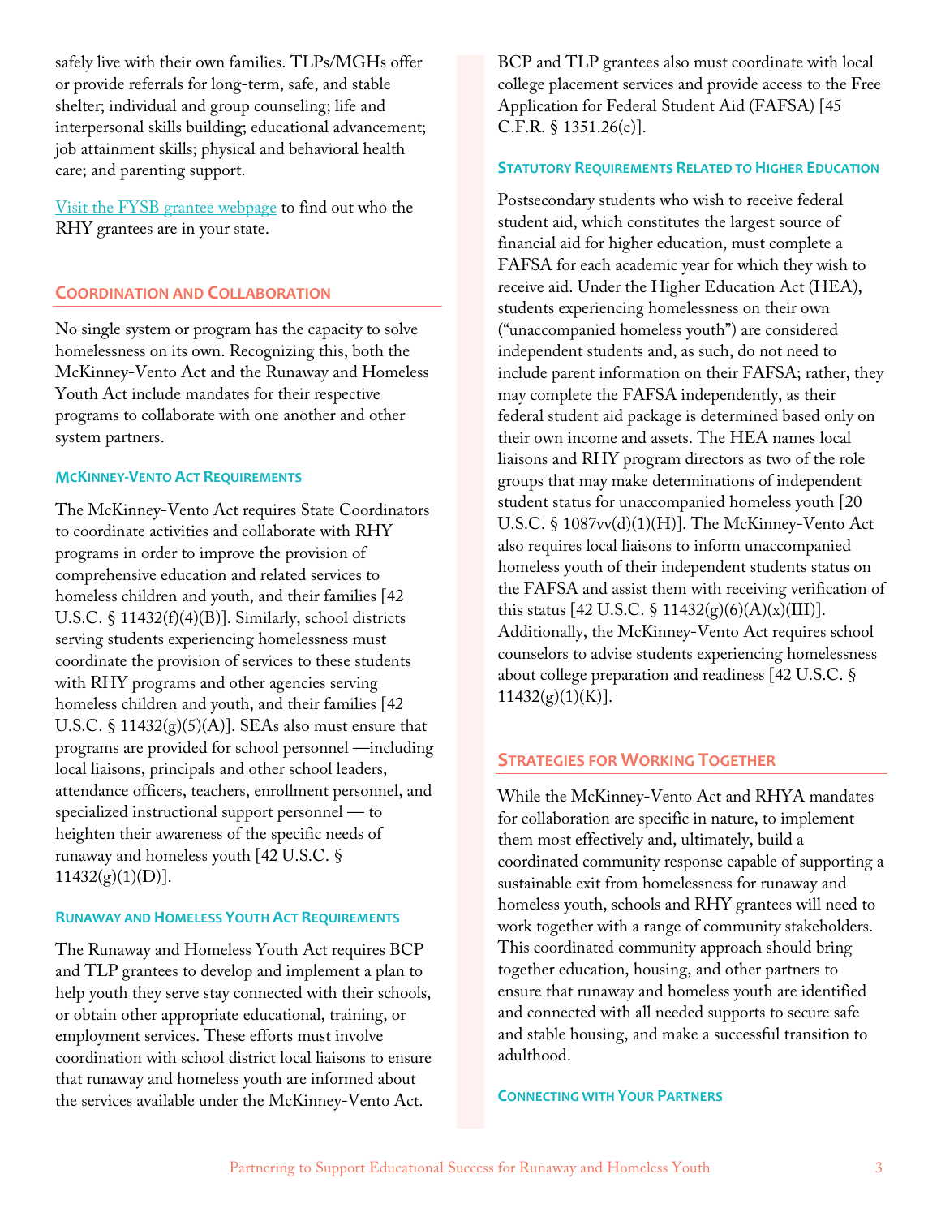safely live with their own families. TLPs/MGHs offer or provide referrals for long-term, safe, and stable shelter; individual and group counseling; life and interpersonal skills building; educational advancement; job attainment skills; physical and behavioral health care; and parenting support.

[Visit the FYSB grantee webpage](#) to find out who the RHY grantees are in your state.

## Coordination and Collaboration

No single system or program has the capacity to solve homelessness on its own. Recognizing this, both the McKinney-Vento Act and the Runaway and Homeless Youth Act include mandates for their respective programs to collaborate with one another and other system partners.

### McKinney-Vento Act Requirements

The McKinney-Vento Act requires State Coordinators to coordinate activities and collaborate with RHY programs in order to improve the provision of comprehensive education and related services to homeless children and youth, and their families [42 U.S.C. § 11432(f)(4)(B)]. Similarly, school districts serving students experiencing homelessness must coordinate the provision of services to these students with RHY programs and other agencies serving homeless children and youth, and their families [42 U.S.C. § 11432(g)(5)(A)]. SEAs also must ensure that programs are provided for school personnel —including local liaisons, principals and other school leaders, attendance officers, teachers, enrollment personnel, and specialized instructional support personnel — to heighten their awareness of the specific needs of runaway and homeless youth [42 U.S.C. § 11432(g)(1)(D)].

### Runaway and Homeless Youth Act Requirements

The Runaway and Homeless Youth Act requires BCP and TLP grantees to develop and implement a plan to help youth they serve stay connected with their schools, or obtain other appropriate educational, training, or employment services. These efforts must involve coordination with school district local liaisons to ensure that runaway and homeless youth are informed about the services available under the McKinney-Vento Act. BCP and TLP grantees also must coordinate with local college placement services and provide access to the Free Application for Federal Student Aid (FAFSA) [45 C.F.R. § 1351.26(c)].

### Statutory Requirements Related to Higher Education

Postsecondary students who wish to receive federal student aid, which constitutes the largest source of financial aid for higher education, must complete a FAFSA for each academic year for which they wish to receive aid. Under the Higher Education Act (HEA), students experiencing homelessness on their own ("unaccompanied homeless youth") are considered independent students and, as such, do not need to include parent information on their FAFSA; rather, they may complete the FAFSA independently, as their federal student aid package is determined based only on their own income and assets. The HEA names local liaisons and RHY program directors as two of the role groups that may make determinations of independent student status for unaccompanied homeless youth [20 U.S.C. § 1087vv(d)(1)(H)]. The McKinney-Vento Act also requires local liaisons to inform unaccompanied homeless youth of their independent students status on the FAFSA and assist them with receiving verification of this status [42 U.S.C. § 11432(g)(6)(A)(x)(III)]. Additionally, the McKinney-Vento Act requires school counselors to advise students experiencing homelessness about college preparation and readiness [42 U.S.C. § 11432(g)(1)(K)].

## Strategies for Working Together

While the McKinney-Vento Act and RHYA mandates for collaboration are specific in nature, to implement them most effectively and, ultimately, build a coordinated community response capable of supporting a sustainable exit from homelessness for runaway and homeless youth, schools and RHY grantees will need to work together with a range of community stakeholders. This coordinated community approach should bring together education, housing, and other partners to ensure that runaway and homeless youth are identified and connected with all needed supports to secure safe and stable housing, and make a successful transition to adulthood.

### Connecting with Your Partners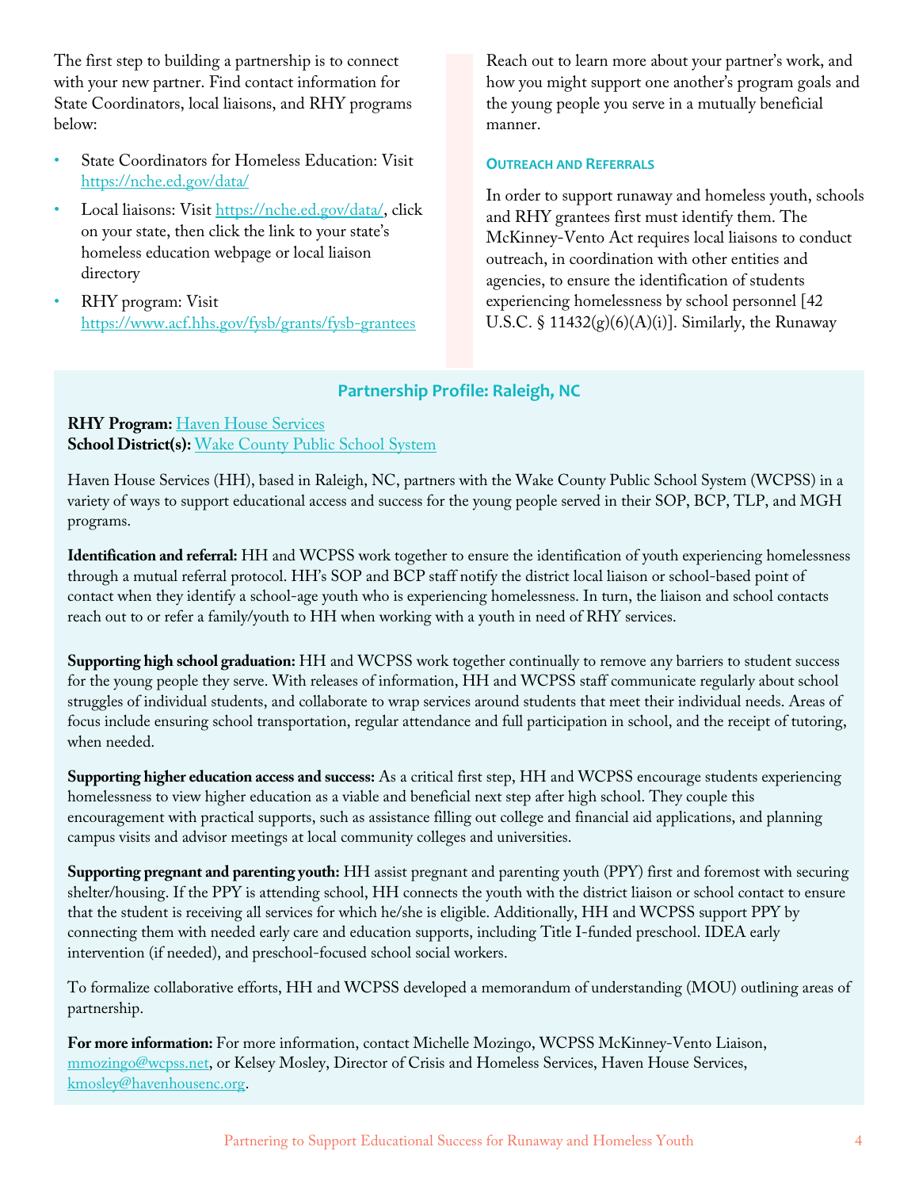The first step to building a partnership is to connect with your new partner. Find contact information for State Coordinators, local liaisons, and RHY programs below:

- State Coordinators for Homeless Education: Visit https://nche.ed.gov/data/
- Local liaisons: Visit https://nche.ed.gov/data/, click on your state, then click the link to your state's homeless education webpage or local liaison directory
- RHY program: Visit https://www.acf.hhs.gov/fysb/grants/fysb-grantees

Reach out to learn more about your partner's work, and how you might support one another's program goals and the young people you serve in a mutually beneficial manner.

### Outreach and Referrals

In order to support runaway and homeless youth, schools and RHY grantees first must identify them. The McKinney-Vento Act requires local liaisons to conduct outreach, in coordination with other entities and agencies, to ensure the identification of students experiencing homelessness by school personnel [42 U.S.C. § 11432(g)(6)(A)(i)]. Similarly, the Runaway

## Partnership Profile: Raleigh, NC

**RHY Program:** Haven House Services
**School District(s):** Wake County Public School System

Haven House Services (HH), based in Raleigh, NC, partners with the Wake County Public School System (WCPSS) in a variety of ways to support educational access and success for the young people served in their SOP, BCP, TLP, and MGH programs.

**Identification and referral:** HH and WCPSS work together to ensure the identification of youth experiencing homelessness through a mutual referral protocol. HH's SOP and BCP staff notify the district local liaison or school-based point of contact when they identify a school-age youth who is experiencing homelessness. In turn, the liaison and school contacts reach out to or refer a family/youth to HH when working with a youth in need of RHY services.

**Supporting high school graduation:** HH and WCPSS work together continually to remove any barriers to student success for the young people they serve. With releases of information, HH and WCPSS staff communicate regularly about school struggles of individual students, and collaborate to wrap services around students that meet their individual needs. Areas of focus include ensuring school transportation, regular attendance and full participation in school, and the receipt of tutoring, when needed.

**Supporting higher education access and success:** As a critical first step, HH and WCPSS encourage students experiencing homelessness to view higher education as a viable and beneficial next step after high school. They couple this encouragement with practical supports, such as assistance filling out college and financial aid applications, and planning campus visits and advisor meetings at local community colleges and universities.

**Supporting pregnant and parenting youth:** HH assist pregnant and parenting youth (PPY) first and foremost with securing shelter/housing. If the PPY is attending school, HH connects the youth with the district liaison or school contact to ensure that the student is receiving all services for which he/she is eligible. Additionally, HH and WCPSS support PPY by connecting them with needed early care and education supports, including Title I-funded preschool. IDEA early intervention (if needed), and preschool-focused school social workers.

To formalize collaborative efforts, HH and WCPSS developed a memorandum of understanding (MOU) outlining areas of partnership.

**For more information:** For more information, contact Michelle Mozingo, WCPSS McKinney-Vento Liaison, mmozingo@wcpss.net, or Kelsey Mosley, Director of Crisis and Homeless Services, Haven House Services, kmosley@havenhousenc.org.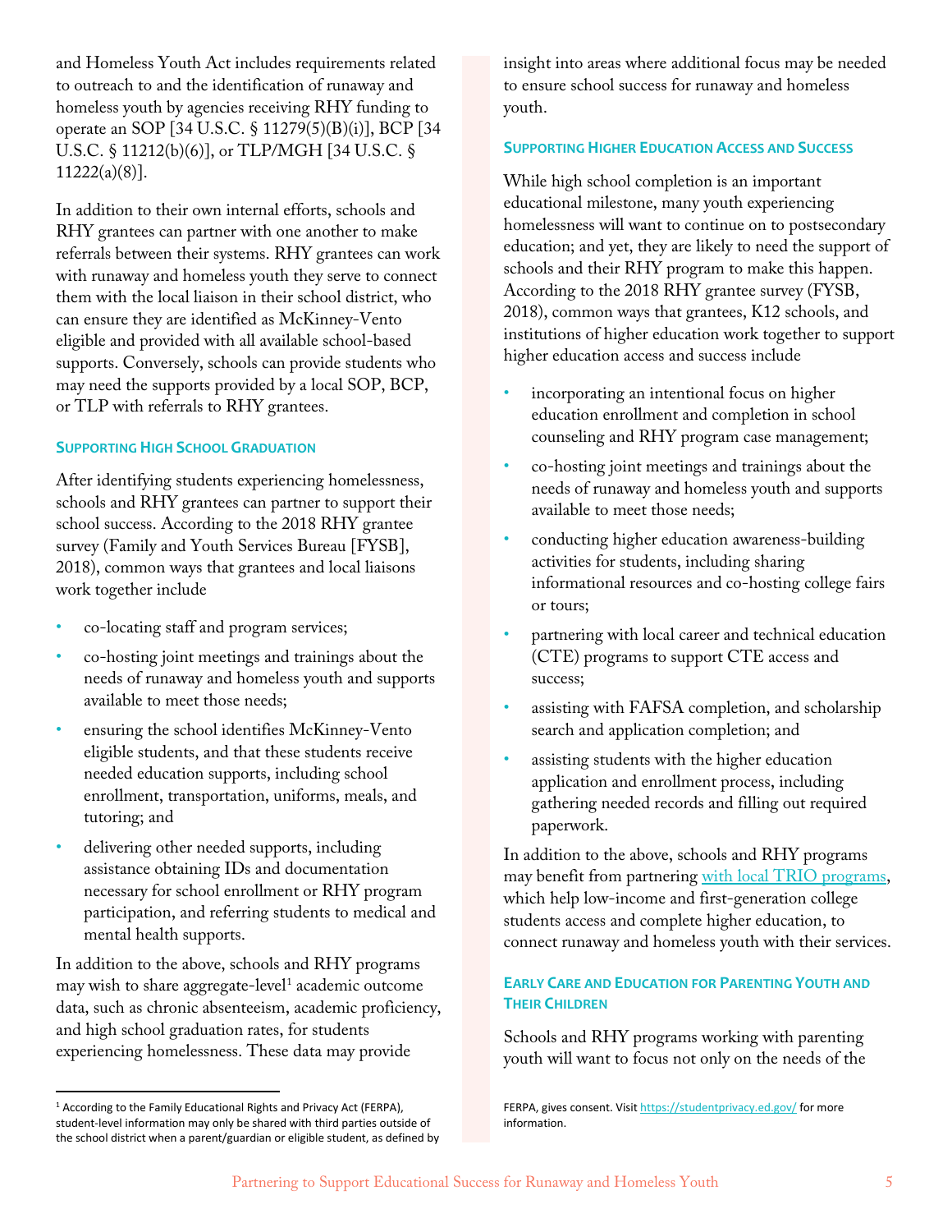and Homeless Youth Act includes requirements related to outreach to and the identification of runaway and homeless youth by agencies receiving RHY funding to operate an SOP [34 U.S.C. § 11279(5)(B)(i)], BCP [34 U.S.C. § 11212(b)(6)], or TLP/MGH [34 U.S.C. § 11222(a)(8)].

In addition to their own internal efforts, schools and RHY grantees can partner with one another to make referrals between their systems. RHY grantees can work with runaway and homeless youth they serve to connect them with the local liaison in their school district, who can ensure they are identified as McKinney-Vento eligible and provided with all available school-based supports. Conversely, schools can provide students who may need the supports provided by a local SOP, BCP, or TLP with referrals to RHY grantees.

### Supporting High School Graduation

After identifying students experiencing homelessness, schools and RHY grantees can partner to support their school success. According to the 2018 RHY grantee survey (Family and Youth Services Bureau [FYSB], 2018), common ways that grantees and local liaisons work together include

- co-locating staff and program services;
- co-hosting joint meetings and trainings about the needs of runaway and homeless youth and supports available to meet those needs;
- ensuring the school identifies McKinney-Vento eligible students, and that these students receive needed education supports, including school enrollment, transportation, uniforms, meals, and tutoring; and
- delivering other needed supports, including assistance obtaining IDs and documentation necessary for school enrollment or RHY program participation, and referring students to medical and mental health supports.

In addition to the above, schools and RHY programs may wish to share aggregate-level[1] academic outcome data, such as chronic absenteeism, academic proficiency, and high school graduation rates, for students experiencing homelessness. These data may provide insight into areas where additional focus may be needed to ensure school success for runaway and homeless youth.

### Supporting Higher Education Access and Success

While high school completion is an important educational milestone, many youth experiencing homelessness will want to continue on to postsecondary education; and yet, they are likely to need the support of schools and their RHY program to make this happen. According to the 2018 RHY grantee survey (FYSB, 2018), common ways that grantees, K12 schools, and institutions of higher education work together to support higher education access and success include

- incorporating an intentional focus on higher education enrollment and completion in school counseling and RHY program case management;
- co-hosting joint meetings and trainings about the needs of runaway and homeless youth and supports available to meet those needs;
- conducting higher education awareness-building activities for students, including sharing informational resources and co-hosting college fairs or tours;
- partnering with local career and technical education (CTE) programs to support CTE access and success;
- assisting with FAFSA completion, and scholarship search and application completion; and
- assisting students with the higher education application and enrollment process, including gathering needed records and filling out required paperwork.

In addition to the above, schools and RHY programs may benefit from partnering with local TRIO programs, which help low-income and first-generation college students access and complete higher education, to connect runaway and homeless youth with their services.

### Early Care and Education for Parenting Youth and Their Children

Schools and RHY programs working with parenting youth will want to focus not only on the needs of the

---

[1] According to the Family Educational Rights and Privacy Act (FERPA), student-level information may only be shared with third parties outside of the school district when a parent/guardian or eligible student, as defined by FERPA, gives consent. Visit https://studentprivacy.ed.gov/ for more information.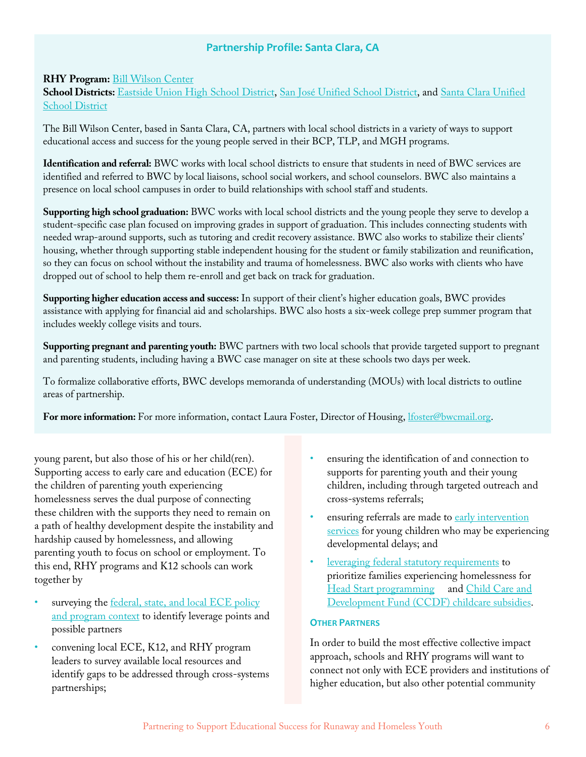### Partnership Profile: Santa Clara, CA

**RHY Program:** Bill Wilson Center
**School Districts:** Eastside Union High School District, San José Unified School District, and Santa Clara Unified School District

The Bill Wilson Center, based in Santa Clara, CA, partners with local school districts in a variety of ways to support educational access and success for the young people served in their BCP, TLP, and MGH programs.

**Identification and referral:** BWC works with local school districts to ensure that students in need of BWC services are identified and referred to BWC by local liaisons, school social workers, and school counselors. BWC also maintains a presence on local school campuses in order to build relationships with school staff and students.

**Supporting high school graduation:** BWC works with local school districts and the young people they serve to develop a student-specific case plan focused on improving grades in support of graduation. This includes connecting students with needed wrap-around supports, such as tutoring and credit recovery assistance. BWC also works to stabilize their clients' housing, whether through supporting stable independent housing for the student or family stabilization and reunification, so they can focus on school without the instability and trauma of homelessness. BWC also works with clients who have dropped out of school to help them re-enroll and get back on track for graduation.

**Supporting higher education access and success:** In support of their client's higher education goals, BWC provides assistance with applying for financial aid and scholarships. BWC also hosts a six-week college prep summer program that includes weekly college visits and tours.

**Supporting pregnant and parenting youth:** BWC partners with two local schools that provide targeted support to pregnant and parenting students, including having a BWC case manager on site at these schools two days per week.

To formalize collaborative efforts, BWC develops memoranda of understanding (MOUs) with local districts to outline areas of partnership.

**For more information:** For more information, contact Laura Foster, Director of Housing, lfoster@bwcmail.org.

young parent, but also those of his or her child(ren). Supporting access to early care and education (ECE) for the children of parenting youth experiencing homelessness serves the dual purpose of connecting these children with the supports they need to remain on a path of healthy development despite the instability and hardship caused by homelessness, and allowing parenting youth to focus on school or employment. To this end, RHY programs and K12 schools can work together by

- surveying the federal, state, and local ECE policy and program context to identify leverage points and possible partners
- convening local ECE, K12, and RHY program leaders to survey available local resources and identify gaps to be addressed through cross-systems partnerships;
- ensuring the identification of and connection to supports for parenting youth and their young children, including through targeted outreach and cross-systems referrals;
- ensuring referrals are made to early intervention services for young children who may be experiencing developmental delays; and
- leveraging federal statutory requirements to prioritize families experiencing homelessness for Head Start programming and Child Care and Development Fund (CCDF) childcare subsidies.

#### Other Partners

In order to build the most effective collective impact approach, schools and RHY programs will want to connect not only with ECE providers and institutions of higher education, but also other potential community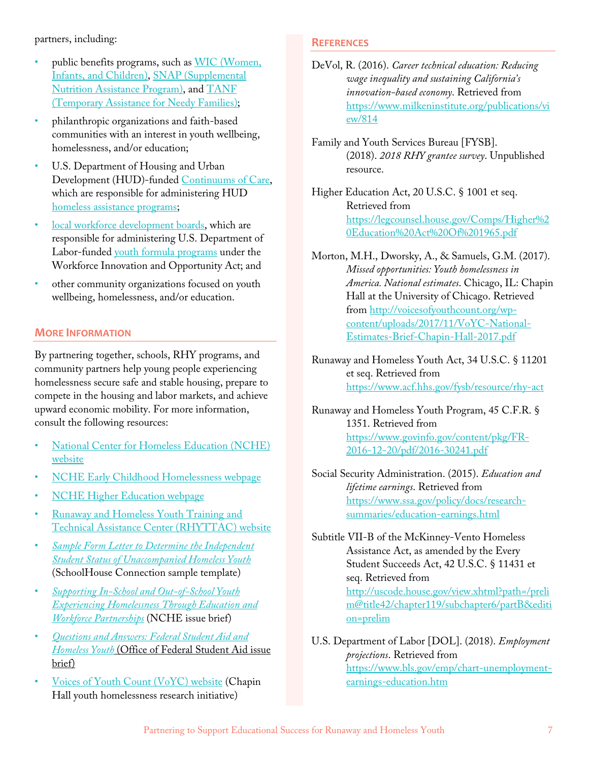partners, including:

- public benefits programs, such as WIC (Women, Infants, and Children), SNAP (Supplemental Nutrition Assistance Program), and TANF (Temporary Assistance for Needy Families);
- philanthropic organizations and faith-based communities with an interest in youth wellbeing, homelessness, and/or education;
- U.S. Department of Housing and Urban Development (HUD)-funded Continuums of Care, which are responsible for administering HUD homeless assistance programs;
- local workforce development boards, which are responsible for administering U.S. Department of Labor-funded youth formula programs under the Workforce Innovation and Opportunity Act; and
- other community organizations focused on youth wellbeing, homelessness, and/or education.

## More Information

By partnering together, schools, RHY programs, and community partners help young people experiencing homelessness secure safe and stable housing, prepare to compete in the housing and labor markets, and achieve upward economic mobility. For more information, consult the following resources:

- National Center for Homeless Education (NCHE) website
- NCHE Early Childhood Homelessness webpage
- NCHE Higher Education webpage
- Runaway and Homeless Youth Training and Technical Assistance Center (RHYTTAC) website
- *Sample Form Letter to Determine the Independent Student Status of Unaccompanied Homeless Youth* (SchoolHouse Connection sample template)
- *Supporting In-School and Out-of-School Youth Experiencing Homelessness Through Education and Workforce Partnerships* (NCHE issue brief)
- *Questions and Answers: Federal Student Aid and Homeless Youth* (Office of Federal Student Aid issue brief)
- Voices of Youth Count (VoYC) website (Chapin Hall youth homelessness research initiative)

## References

DeVol, R. (2016). *Career technical education: Reducing wage inequality and sustaining California's innovation-based economy*. Retrieved from https://www.milkeninstitute.org/publications/view/814

Family and Youth Services Bureau [FYSB]. (2018). *2018 RHY grantee survey*. Unpublished resource.

Higher Education Act, 20 U.S.C. § 1001 et seq. Retrieved from https://legcounsel.house.gov/Comps/Higher%20Education%20Act%20Of%201965.pdf

Morton, M.H., Dworsky, A., & Samuels, G.M. (2017). *Missed opportunities: Youth homelessness in America. National estimates*. Chicago, IL: Chapin Hall at the University of Chicago. Retrieved from http://voicesofyouthcount.org/wp-content/uploads/2017/11/VoYC-National-Estimates-Brief-Chapin-Hall-2017.pdf

Runaway and Homeless Youth Act, 34 U.S.C. § 11201 et seq. Retrieved from https://www.acf.hhs.gov/fysb/resource/rhy-act

Runaway and Homeless Youth Program, 45 C.F.R. § 1351. Retrieved from https://www.govinfo.gov/content/pkg/FR-2016-12-20/pdf/2016-30241.pdf

Social Security Administration. (2015). *Education and lifetime earnings*. Retrieved from https://www.ssa.gov/policy/docs/research-summaries/education-earnings.html

Subtitle VII-B of the McKinney-Vento Homeless Assistance Act, as amended by the Every Student Succeeds Act, 42 U.S.C. § 11431 et seq. Retrieved from http://uscode.house.gov/view.xhtml?path=/prelim@title42/chapter119/subchapter6/partB&edition=prelim

U.S. Department of Labor [DOL]. (2018). *Employment projections*. Retrieved from https://www.bls.gov/emp/chart-unemployment-earnings-education.htm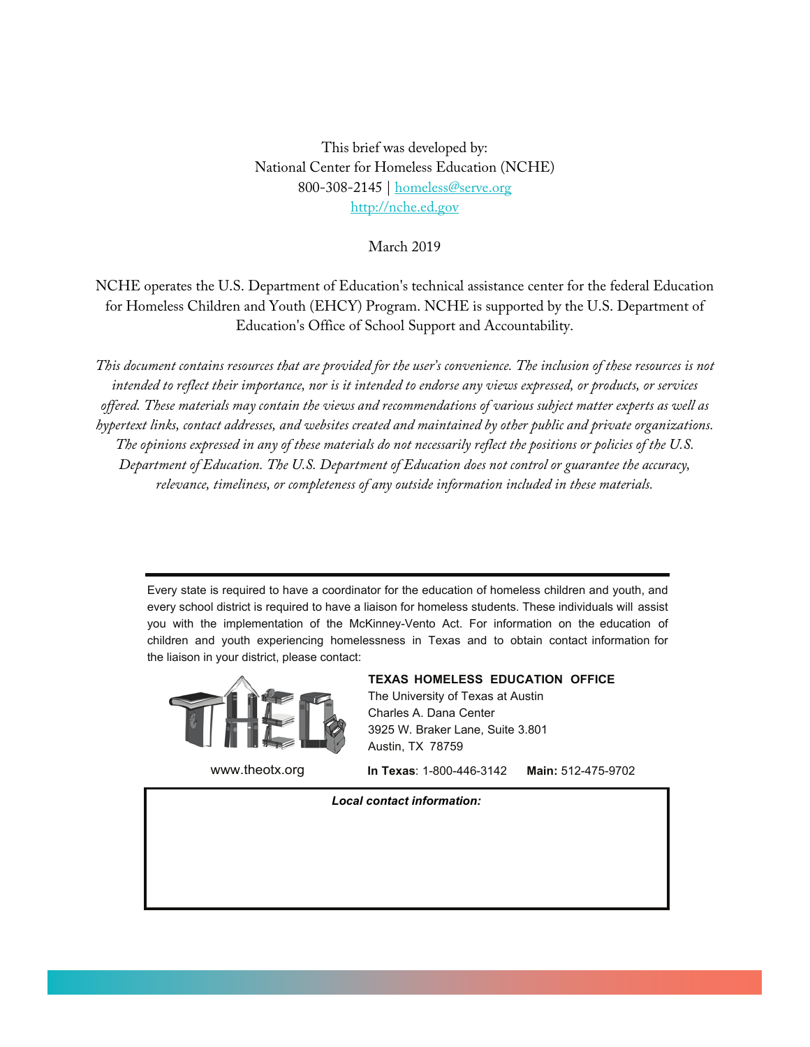This brief was developed by:
National Center for Homeless Education (NCHE)
800-308-2145 | homeless@serve.org
http://nche.ed.gov

March 2019

NCHE operates the U.S. Department of Education's technical assistance center for the federal Education for Homeless Children and Youth (EHCY) Program. NCHE is supported by the U.S. Department of Education's Office of School Support and Accountability.

*This document contains resources that are provided for the user's convenience. The inclusion of these resources is not intended to reflect their importance, nor is it intended to endorse any views expressed, or products, or services offered. These materials may contain the views and recommendations of various subject matter experts as well as hypertext links, contact addresses, and websites created and maintained by other public and private organizations. The opinions expressed in any of these materials do not necessarily reflect the positions or policies of the U.S. Department of Education. The U.S. Department of Education does not control or guarantee the accuracy, relevance, timeliness, or completeness of any outside information included in these materials.*

---

Every state is required to have a coordinator for the education of homeless children and youth, and every school district is required to have a liaison for homeless students. These individuals will assist you with the implementation of the McKinney-Vento Act. For information on the education of children and youth experiencing homelessness in Texas and to obtain contact information for the liaison in your district, please contact:

**TEXAS HOMELESS EDUCATION OFFICE**
The University of Texas at Austin
Charles A. Dana Center
3925 W. Braker Lane, Suite 3.801
Austin, TX 78759

www.theotx.org

**In Texas**: 1-800-446-3142 **Main:** 512-475-9702

***Local contact information:***